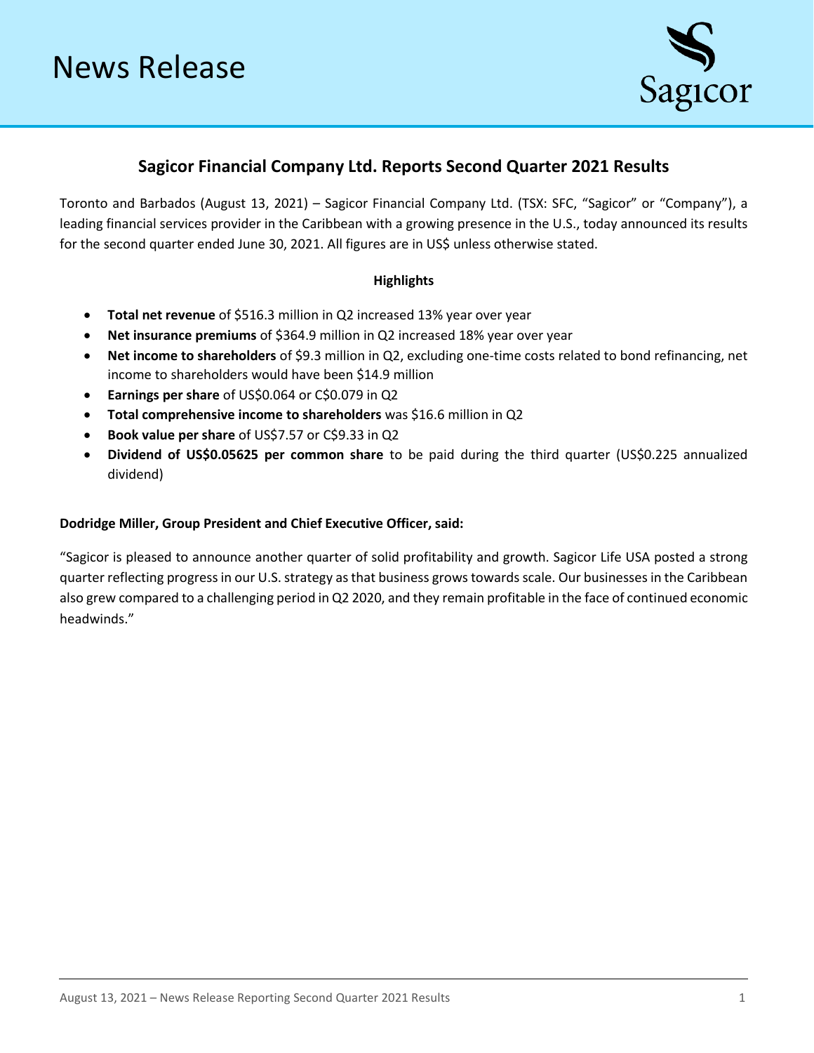# News Release

## Sagicor Financial Company Ltd. Reports Second Quarter 2021 Results

Toronto and Barbados (August 13, 2021) – Sagicor Financial Company Ltd. (TSX: SFC, "Sagicor" or "Company"), a leading financial services provider in the Caribbean with a growing presence in the U.S., today announced its results for the second quarter ended June 30, 2021. All figures are in US$ unless otherwise stated.

**Highlights**

- **Total net revenue** of $516.3 million in Q2 increased 13% year over year
- **Net insurance premiums** of $364.9 million in Q2 increased 18% year over year
- **Net income to shareholders** of $9.3 million in Q2, excluding one-time costs related to bond refinancing, net income to shareholders would have been $14.9 million
- **Earnings per share** of US$0.064 or C$0.079 in Q2
- **Total comprehensive income to shareholders** was $16.6 million in Q2
- **Book value per share** of US$7.57 or C$9.33 in Q2
- **Dividend of US$0.05625 per common share** to be paid during the third quarter (US$0.225 annualized dividend)

**Dodridge Miller, Group President and Chief Executive Officer, said:**

"Sagicor is pleased to announce another quarter of solid profitability and growth. Sagicor Life USA posted a strong quarter reflecting progress in our U.S. strategy as that business grows towards scale. Our businesses in the Caribbean also grew compared to a challenging period in Q2 2020, and they remain profitable in the face of continued economic headwinds."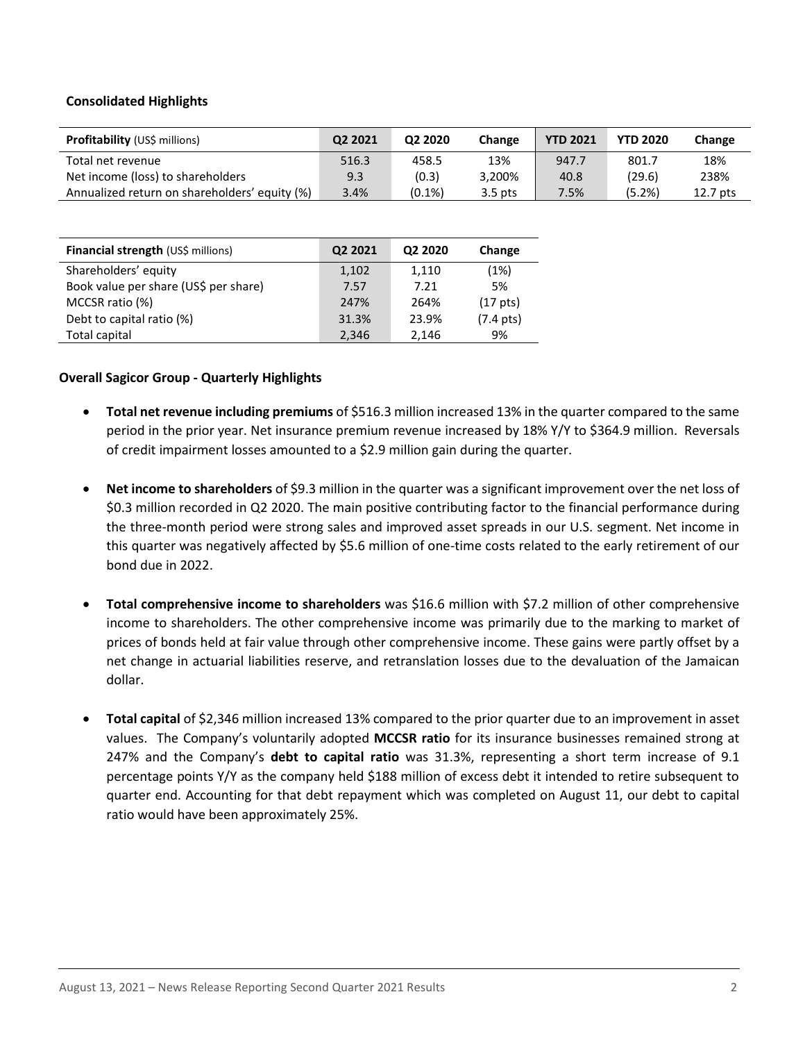### Consolidated Highlights

| **Profitability** (US$ millions) | Q2 2021 | Q2 2020 | Change | YTD 2021 | YTD 2020 | Change |
|---|---|---|---|---|---|---|
| Total net revenue | 516.3 | 458.5 | 13% | 947.7 | 801.7 | 18% |
| Net income (loss) to shareholders | 9.3 | (0.3) | 3,200% | 40.8 | (29.6) | 238% |
| Annualized return on shareholders' equity (%) | 3.4% | (0.1%) | 3.5 pts | 7.5% | (5.2%) | 12.7 pts |

| **Financial strength** (US$ millions) | Q2 2021 | Q2 2020 | Change |
|---|---|---|---|
| Shareholders' equity | 1,102 | 1,110 | (1%) |
| Book value per share (US$ per share) | 7.57 | 7.21 | 5% |
| MCCSR ratio (%) | 247% | 264% | (17 pts) |
| Debt to capital ratio (%) | 31.3% | 23.9% | (7.4 pts) |
| Total capital | 2,346 | 2,146 | 9% |

### Overall Sagicor Group - Quarterly Highlights

- **Total net revenue including premiums** of $516.3 million increased 13% in the quarter compared to the same period in the prior year. Net insurance premium revenue increased by 18% Y/Y to $364.9 million. Reversals of credit impairment losses amounted to a $2.9 million gain during the quarter.

- **Net income to shareholders** of $9.3 million in the quarter was a significant improvement over the net loss of $0.3 million recorded in Q2 2020. The main positive contributing factor to the financial performance during the three-month period were strong sales and improved asset spreads in our U.S. segment. Net income in this quarter was negatively affected by $5.6 million of one-time costs related to the early retirement of our bond due in 2022.

- **Total comprehensive income to shareholders** was $16.6 million with $7.2 million of other comprehensive income to shareholders. The other comprehensive income was primarily due to the marking to market of prices of bonds held at fair value through other comprehensive income. These gains were partly offset by a net change in actuarial liabilities reserve, and retranslation losses due to the devaluation of the Jamaican dollar.

- **Total capital** of $2,346 million increased 13% compared to the prior quarter due to an improvement in asset values. The Company's voluntarily adopted **MCCSR ratio** for its insurance businesses remained strong at 247% and the Company's **debt to capital ratio** was 31.3%, representing a short term increase of 9.1 percentage points Y/Y as the company held $188 million of excess debt it intended to retire subsequent to quarter end. Accounting for that debt repayment which was completed on August 11, our debt to capital ratio would have been approximately 25%.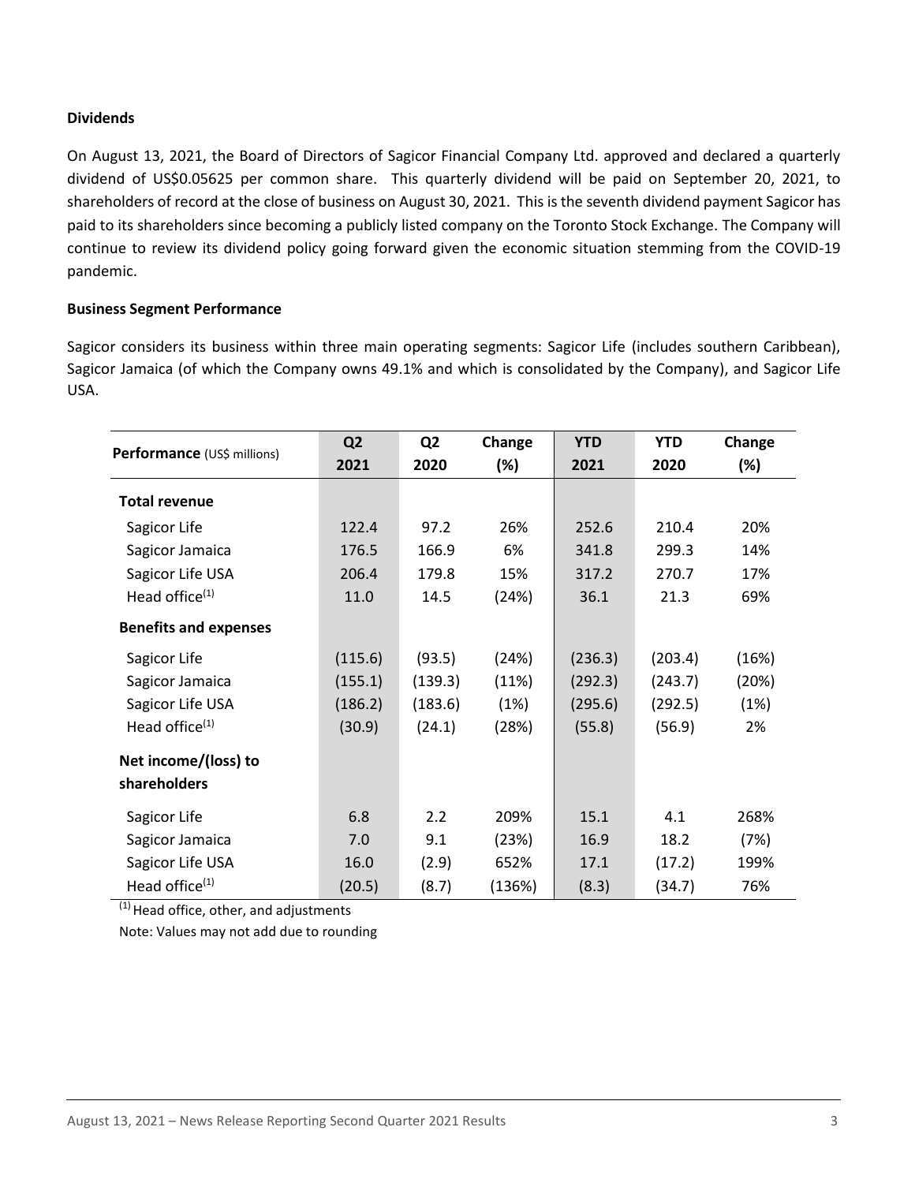**Dividends**

On August 13, 2021, the Board of Directors of Sagicor Financial Company Ltd. approved and declared a quarterly dividend of US$0.05625 per common share. This quarterly dividend will be paid on September 20, 2021, to shareholders of record at the close of business on August 30, 2021. This is the seventh dividend payment Sagicor has paid to its shareholders since becoming a publicly listed company on the Toronto Stock Exchange. The Company will continue to review its dividend policy going forward given the economic situation stemming from the COVID-19 pandemic.

**Business Segment Performance**

Sagicor considers its business within three main operating segments: Sagicor Life (includes southern Caribbean), Sagicor Jamaica (of which the Company owns 49.1% and which is consolidated by the Company), and Sagicor Life USA.

| **Performance** (US$ millions) | Q2 2021 | Q2 2020 | Change (%) | YTD 2021 | YTD 2020 | Change (%) |
|---|---|---|---|---|---|---|
| **Total revenue** | | | | | | |
| Sagicor Life | 122.4 | 97.2 | 26% | 252.6 | 210.4 | 20% |
| Sagicor Jamaica | 176.5 | 166.9 | 6% | 341.8 | 299.3 | 14% |
| Sagicor Life USA | 206.4 | 179.8 | 15% | 317.2 | 270.7 | 17% |
| Head office[1] | 11.0 | 14.5 | (24%) | 36.1 | 21.3 | 69% |
| **Benefits and expenses** | | | | | | |
| Sagicor Life | (115.6) | (93.5) | (24%) | (236.3) | (203.4) | (16%) |
| Sagicor Jamaica | (155.1) | (139.3) | (11%) | (292.3) | (243.7) | (20%) |
| Sagicor Life USA | (186.2) | (183.6) | (1%) | (295.6) | (292.5) | (1%) |
| Head office[1] | (30.9) | (24.1) | (28%) | (55.8) | (56.9) | 2% |
| **Net income/(loss) to shareholders** | | | | | | |
| Sagicor Life | 6.8 | 2.2 | 209% | 15.1 | 4.1 | 268% |
| Sagicor Jamaica | 7.0 | 9.1 | (23%) | 16.9 | 18.2 | (7%) |
| Sagicor Life USA | 16.0 | (2.9) | 652% | 17.1 | (17.2) | 199% |
| Head office[1] | (20.5) | (8.7) | (136%) | (8.3) | (34.7) | 76% |

[1] Head office, other, and adjustments

Note: Values may not add due to rounding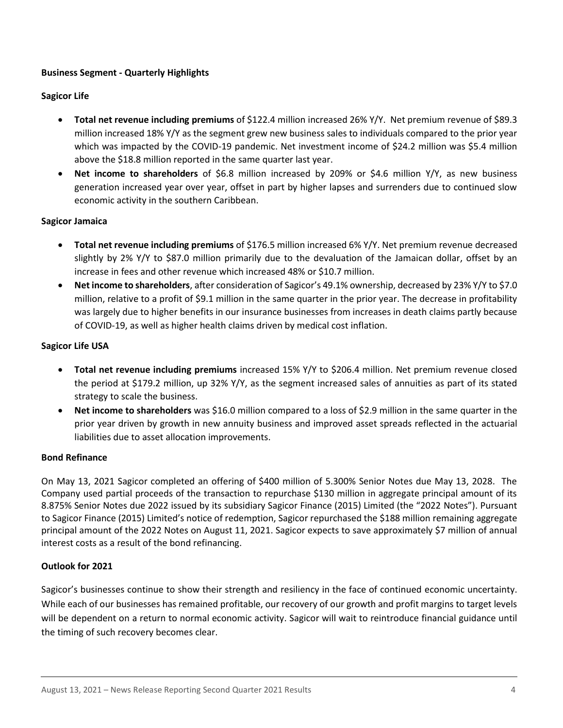**Business Segment - Quarterly Highlights**

**Sagicor Life**

- **Total net revenue including premiums** of $122.4 million increased 26% Y/Y. Net premium revenue of $89.3 million increased 18% Y/Y as the segment grew new business sales to individuals compared to the prior year which was impacted by the COVID-19 pandemic. Net investment income of $24.2 million was $5.4 million above the $18.8 million reported in the same quarter last year.
- **Net income to shareholders** of $6.8 million increased by 209% or $4.6 million Y/Y, as new business generation increased year over year, offset in part by higher lapses and surrenders due to continued slow economic activity in the southern Caribbean.

**Sagicor Jamaica**

- **Total net revenue including premiums** of $176.5 million increased 6% Y/Y. Net premium revenue decreased slightly by 2% Y/Y to $87.0 million primarily due to the devaluation of the Jamaican dollar, offset by an increase in fees and other revenue which increased 48% or $10.7 million.
- **Net income to shareholders**, after consideration of Sagicor's 49.1% ownership, decreased by 23% Y/Y to $7.0 million, relative to a profit of $9.1 million in the same quarter in the prior year. The decrease in profitability was largely due to higher benefits in our insurance businesses from increases in death claims partly because of COVID-19, as well as higher health claims driven by medical cost inflation.

**Sagicor Life USA**

- **Total net revenue including premiums** increased 15% Y/Y to $206.4 million. Net premium revenue closed the period at $179.2 million, up 32% Y/Y, as the segment increased sales of annuities as part of its stated strategy to scale the business.
- **Net income to shareholders** was $16.0 million compared to a loss of $2.9 million in the same quarter in the prior year driven by growth in new annuity business and improved asset spreads reflected in the actuarial liabilities due to asset allocation improvements.

**Bond Refinance**

On May 13, 2021 Sagicor completed an offering of $400 million of 5.300% Senior Notes due May 13, 2028. The Company used partial proceeds of the transaction to repurchase $130 million in aggregate principal amount of its 8.875% Senior Notes due 2022 issued by its subsidiary Sagicor Finance (2015) Limited (the "2022 Notes"). Pursuant to Sagicor Finance (2015) Limited's notice of redemption, Sagicor repurchased the $188 million remaining aggregate principal amount of the 2022 Notes on August 11, 2021. Sagicor expects to save approximately $7 million of annual interest costs as a result of the bond refinancing.

**Outlook for 2021**

Sagicor's businesses continue to show their strength and resiliency in the face of continued economic uncertainty. While each of our businesses has remained profitable, our recovery of our growth and profit margins to target levels will be dependent on a return to normal economic activity. Sagicor will wait to reintroduce financial guidance until the timing of such recovery becomes clear.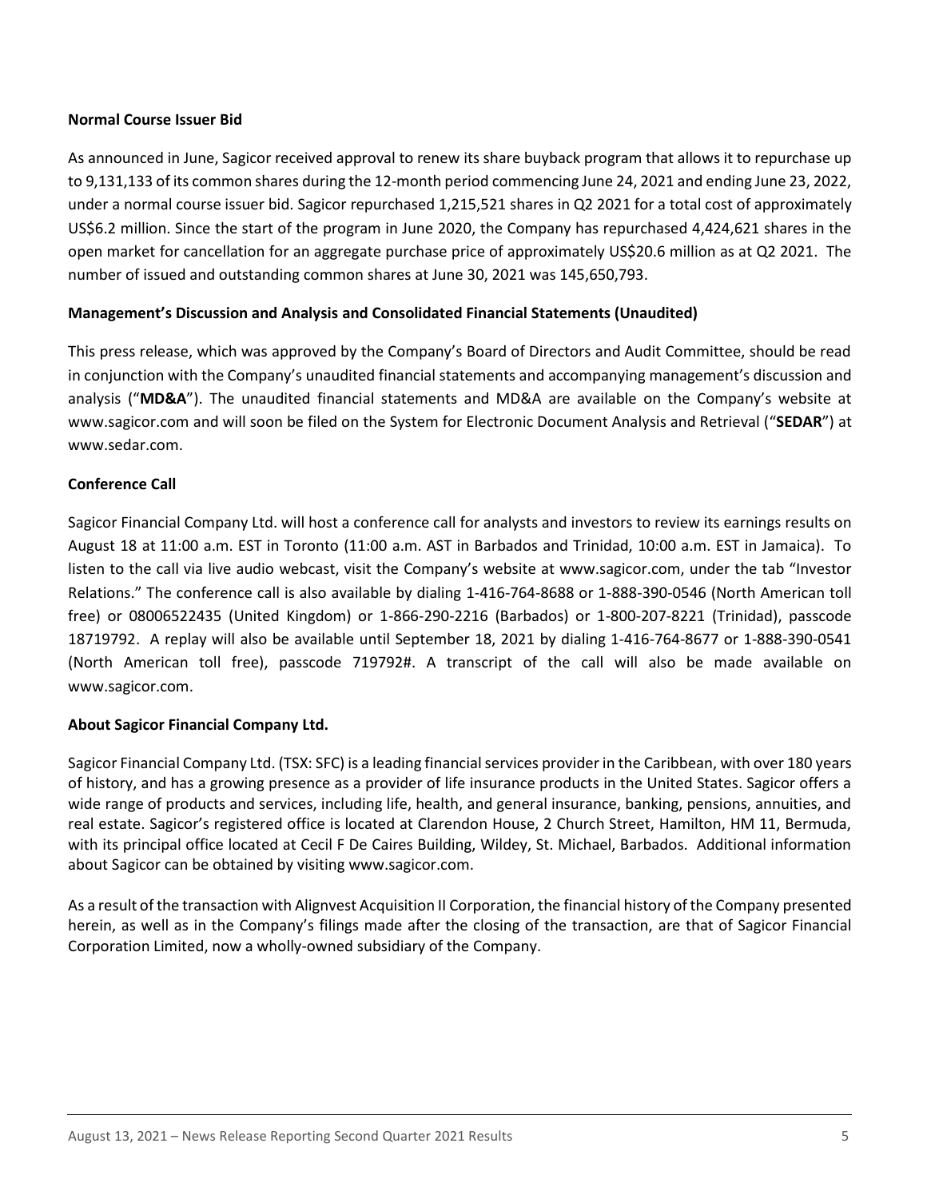**Normal Course Issuer Bid**

As announced in June, Sagicor received approval to renew its share buyback program that allows it to repurchase up to 9,131,133 of its common shares during the 12-month period commencing June 24, 2021 and ending June 23, 2022, under a normal course issuer bid. Sagicor repurchased 1,215,521 shares in Q2 2021 for a total cost of approximately US$6.2 million. Since the start of the program in June 2020, the Company has repurchased 4,424,621 shares in the open market for cancellation for an aggregate purchase price of approximately US$20.6 million as at Q2 2021. The number of issued and outstanding common shares at June 30, 2021 was 145,650,793.

**Management's Discussion and Analysis and Consolidated Financial Statements (Unaudited)**

This press release, which was approved by the Company's Board of Directors and Audit Committee, should be read in conjunction with the Company's unaudited financial statements and accompanying management's discussion and analysis ("**MD&A**"). The unaudited financial statements and MD&A are available on the Company's website at www.sagicor.com and will soon be filed on the System for Electronic Document Analysis and Retrieval ("**SEDAR**") at www.sedar.com.

**Conference Call**

Sagicor Financial Company Ltd. will host a conference call for analysts and investors to review its earnings results on August 18 at 11:00 a.m. EST in Toronto (11:00 a.m. AST in Barbados and Trinidad, 10:00 a.m. EST in Jamaica). To listen to the call via live audio webcast, visit the Company's website at www.sagicor.com, under the tab "Investor Relations." The conference call is also available by dialing 1-416-764-8688 or 1-888-390-0546 (North American toll free) or 08006522435 (United Kingdom) or 1-866-290-2216 (Barbados) or 1-800-207-8221 (Trinidad), passcode 18719792. A replay will also be available until September 18, 2021 by dialing 1-416-764-8677 or 1-888-390-0541 (North American toll free), passcode 719792#. A transcript of the call will also be made available on www.sagicor.com.

**About Sagicor Financial Company Ltd.**

Sagicor Financial Company Ltd. (TSX: SFC) is a leading financial services provider in the Caribbean, with over 180 years of history, and has a growing presence as a provider of life insurance products in the United States. Sagicor offers a wide range of products and services, including life, health, and general insurance, banking, pensions, annuities, and real estate. Sagicor's registered office is located at Clarendon House, 2 Church Street, Hamilton, HM 11, Bermuda, with its principal office located at Cecil F De Caires Building, Wildey, St. Michael, Barbados. Additional information about Sagicor can be obtained by visiting www.sagicor.com.

As a result of the transaction with Alignvest Acquisition II Corporation, the financial history of the Company presented herein, as well as in the Company's filings made after the closing of the transaction, are that of Sagicor Financial Corporation Limited, now a wholly-owned subsidiary of the Company.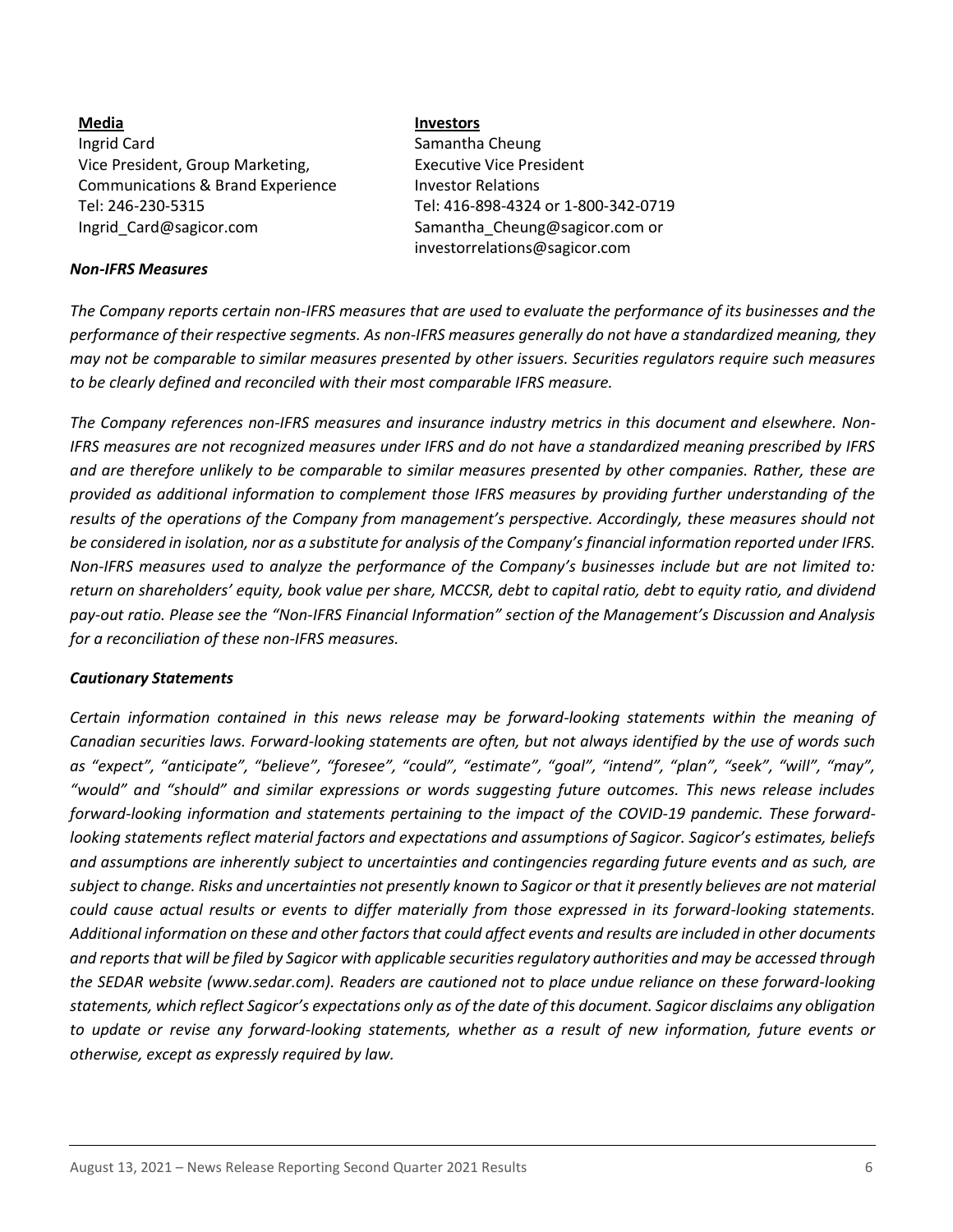**Media**

Ingrid Card
Vice President, Group Marketing,
Communications & Brand Experience
Tel: 246-230-5315
Ingrid_Card@sagicor.com

**Investors**

Samantha Cheung
Executive Vice President
Investor Relations
Tel: 416-898-4324 or 1-800-342-0719
Samantha_Cheung@sagicor.com or
investorrelations@sagicor.com

***Non-IFRS Measures***

*The Company reports certain non-IFRS measures that are used to evaluate the performance of its businesses and the performance of their respective segments. As non-IFRS measures generally do not have a standardized meaning, they may not be comparable to similar measures presented by other issuers. Securities regulators require such measures to be clearly defined and reconciled with their most comparable IFRS measure.*

*The Company references non-IFRS measures and insurance industry metrics in this document and elsewhere. Non-IFRS measures are not recognized measures under IFRS and do not have a standardized meaning prescribed by IFRS and are therefore unlikely to be comparable to similar measures presented by other companies. Rather, these are provided as additional information to complement those IFRS measures by providing further understanding of the results of the operations of the Company from management's perspective. Accordingly, these measures should not be considered in isolation, nor as a substitute for analysis of the Company's financial information reported under IFRS. Non-IFRS measures used to analyze the performance of the Company's businesses include but are not limited to: return on shareholders' equity, book value per share, MCCSR, debt to capital ratio, debt to equity ratio, and dividend pay-out ratio. Please see the "Non-IFRS Financial Information" section of the Management's Discussion and Analysis for a reconciliation of these non-IFRS measures.*

***Cautionary Statements***

*Certain information contained in this news release may be forward-looking statements within the meaning of Canadian securities laws. Forward-looking statements are often, but not always identified by the use of words such as "expect", "anticipate", "believe", "foresee", "could", "estimate", "goal", "intend", "plan", "seek", "will", "may", "would" and "should" and similar expressions or words suggesting future outcomes. This news release includes forward-looking information and statements pertaining to the impact of the COVID-19 pandemic. These forward-looking statements reflect material factors and expectations and assumptions of Sagicor. Sagicor's estimates, beliefs and assumptions are inherently subject to uncertainties and contingencies regarding future events and as such, are subject to change. Risks and uncertainties not presently known to Sagicor or that it presently believes are not material could cause actual results or events to differ materially from those expressed in its forward-looking statements. Additional information on these and other factors that could affect events and results are included in other documents and reports that will be filed by Sagicor with applicable securities regulatory authorities and may be accessed through the SEDAR website (www.sedar.com). Readers are cautioned not to place undue reliance on these forward-looking statements, which reflect Sagicor's expectations only as of the date of this document. Sagicor disclaims any obligation to update or revise any forward-looking statements, whether as a result of new information, future events or otherwise, except as expressly required by law.*